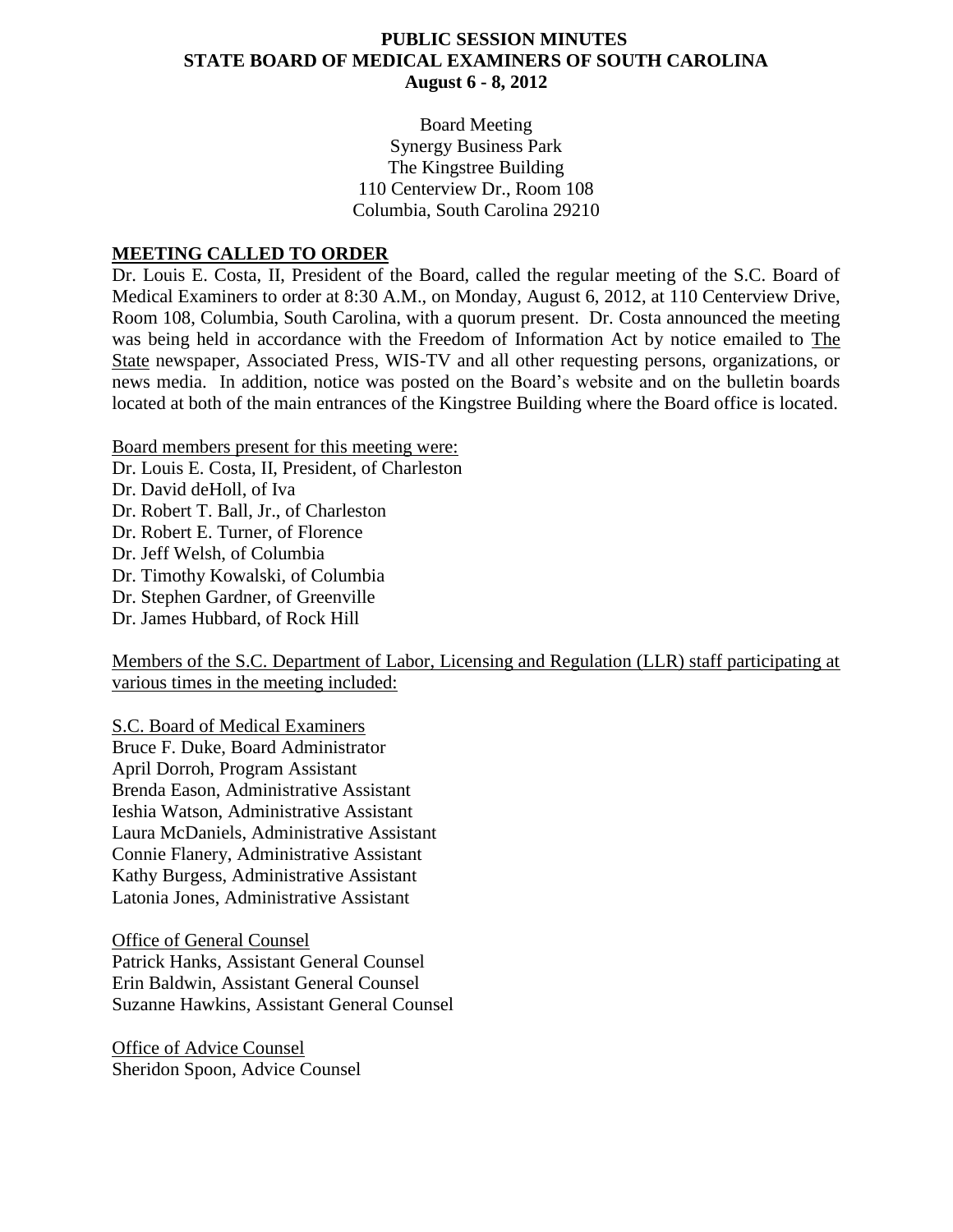# PUBLIC SESSION MINUTES
# STATE BOARD OF MEDICAL EXAMINERS OF SOUTH CAROLINA
# August 6 - 8, 2012

Board Meeting
Synergy Business Park
The Kingstree Building
110 Centerview Dr., Room 108
Columbia, South Carolina 29210

## MEETING CALLED TO ORDER

Dr. Louis E. Costa, II, President of the Board, called the regular meeting of the S.C. Board of Medical Examiners to order at 8:30 A.M., on Monday, August 6, 2012, at 110 Centerview Drive, Room 108, Columbia, South Carolina, with a quorum present. Dr. Costa announced the meeting was being held in accordance with the Freedom of Information Act by notice emailed to The State newspaper, Associated Press, WIS-TV and all other requesting persons, organizations, or news media. In addition, notice was posted on the Board's website and on the bulletin boards located at both of the main entrances of the Kingstree Building where the Board office is located.

Board members present for this meeting were:
Dr. Louis E. Costa, II, President, of Charleston
Dr. David deHoll, of Iva
Dr. Robert T. Ball, Jr., of Charleston
Dr. Robert E. Turner, of Florence
Dr. Jeff Welsh, of Columbia
Dr. Timothy Kowalski, of Columbia
Dr. Stephen Gardner, of Greenville
Dr. James Hubbard, of Rock Hill

Members of the S.C. Department of Labor, Licensing and Regulation (LLR) staff participating at various times in the meeting included:

S.C. Board of Medical Examiners
Bruce F. Duke, Board Administrator
April Dorroh, Program Assistant
Brenda Eason, Administrative Assistant
Ieshia Watson, Administrative Assistant
Laura McDaniels, Administrative Assistant
Connie Flanery, Administrative Assistant
Kathy Burgess, Administrative Assistant
Latonia Jones, Administrative Assistant

Office of General Counsel
Patrick Hanks, Assistant General Counsel
Erin Baldwin, Assistant General Counsel
Suzanne Hawkins, Assistant General Counsel

Office of Advice Counsel
Sheridon Spoon, Advice Counsel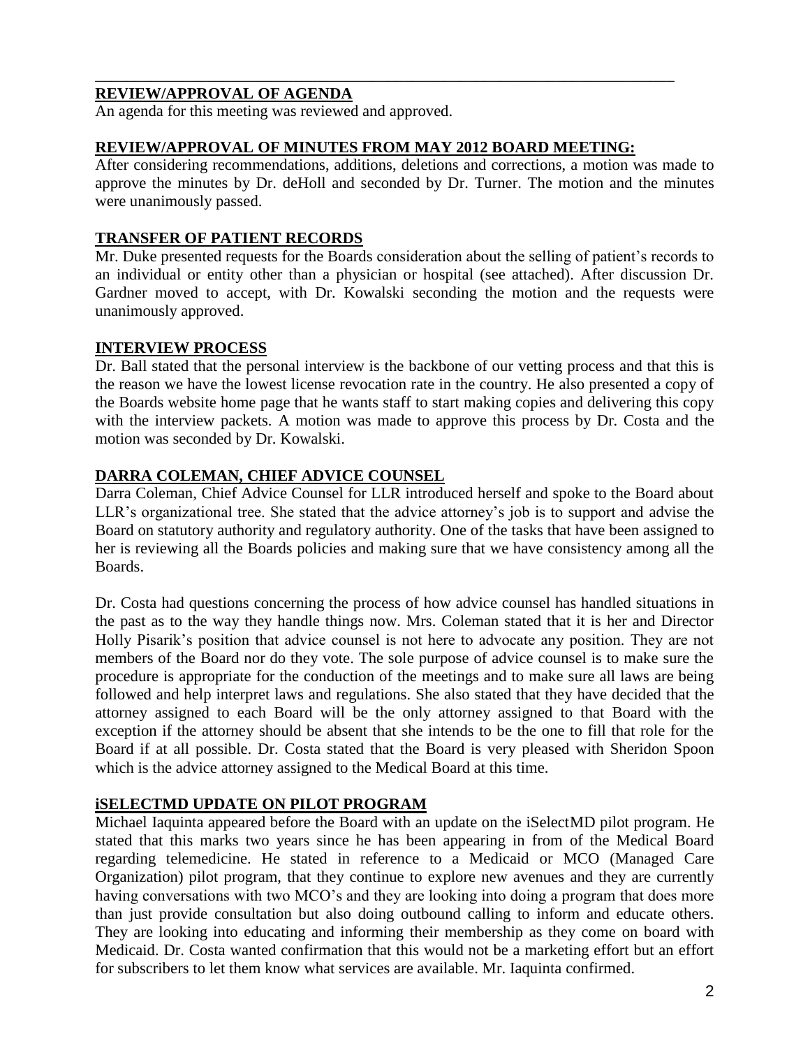## REVIEW/APPROVAL OF AGENDA

An agenda for this meeting was reviewed and approved.

## REVIEW/APPROVAL OF MINUTES FROM MAY 2012 BOARD MEETING:

After considering recommendations, additions, deletions and corrections, a motion was made to approve the minutes by Dr. deHoll and seconded by Dr. Turner. The motion and the minutes were unanimously passed.

## TRANSFER OF PATIENT RECORDS

Mr. Duke presented requests for the Boards consideration about the selling of patient's records to an individual or entity other than a physician or hospital (see attached). After discussion Dr. Gardner moved to accept, with Dr. Kowalski seconding the motion and the requests were unanimously approved.

## INTERVIEW PROCESS

Dr. Ball stated that the personal interview is the backbone of our vetting process and that this is the reason we have the lowest license revocation rate in the country. He also presented a copy of the Boards website home page that he wants staff to start making copies and delivering this copy with the interview packets. A motion was made to approve this process by Dr. Costa and the motion was seconded by Dr. Kowalski.

## DARRA COLEMAN, CHIEF ADVICE COUNSEL

Darra Coleman, Chief Advice Counsel for LLR introduced herself and spoke to the Board about LLR's organizational tree. She stated that the advice attorney's job is to support and advise the Board on statutory authority and regulatory authority. One of the tasks that have been assigned to her is reviewing all the Boards policies and making sure that we have consistency among all the Boards.

Dr. Costa had questions concerning the process of how advice counsel has handled situations in the past as to the way they handle things now. Mrs. Coleman stated that it is her and Director Holly Pisarik's position that advice counsel is not here to advocate any position. They are not members of the Board nor do they vote. The sole purpose of advice counsel is to make sure the procedure is appropriate for the conduction of the meetings and to make sure all laws are being followed and help interpret laws and regulations. She also stated that they have decided that the attorney assigned to each Board will be the only attorney assigned to that Board with the exception if the attorney should be absent that she intends to be the one to fill that role for the Board if at all possible. Dr. Costa stated that the Board is very pleased with Sheridon Spoon which is the advice attorney assigned to the Medical Board at this time.

## iSELECTMD UPDATE ON PILOT PROGRAM

Michael Iaquinta appeared before the Board with an update on the iSelectMD pilot program. He stated that this marks two years since he has been appearing in from of the Medical Board regarding telemedicine. He stated in reference to a Medicaid or MCO (Managed Care Organization) pilot program, that they continue to explore new avenues and they are currently having conversations with two MCO's and they are looking into doing a program that does more than just provide consultation but also doing outbound calling to inform and educate others. They are looking into educating and informing their membership as they come on board with Medicaid. Dr. Costa wanted confirmation that this would not be a marketing effort but an effort for subscribers to let them know what services are available. Mr. Iaquinta confirmed.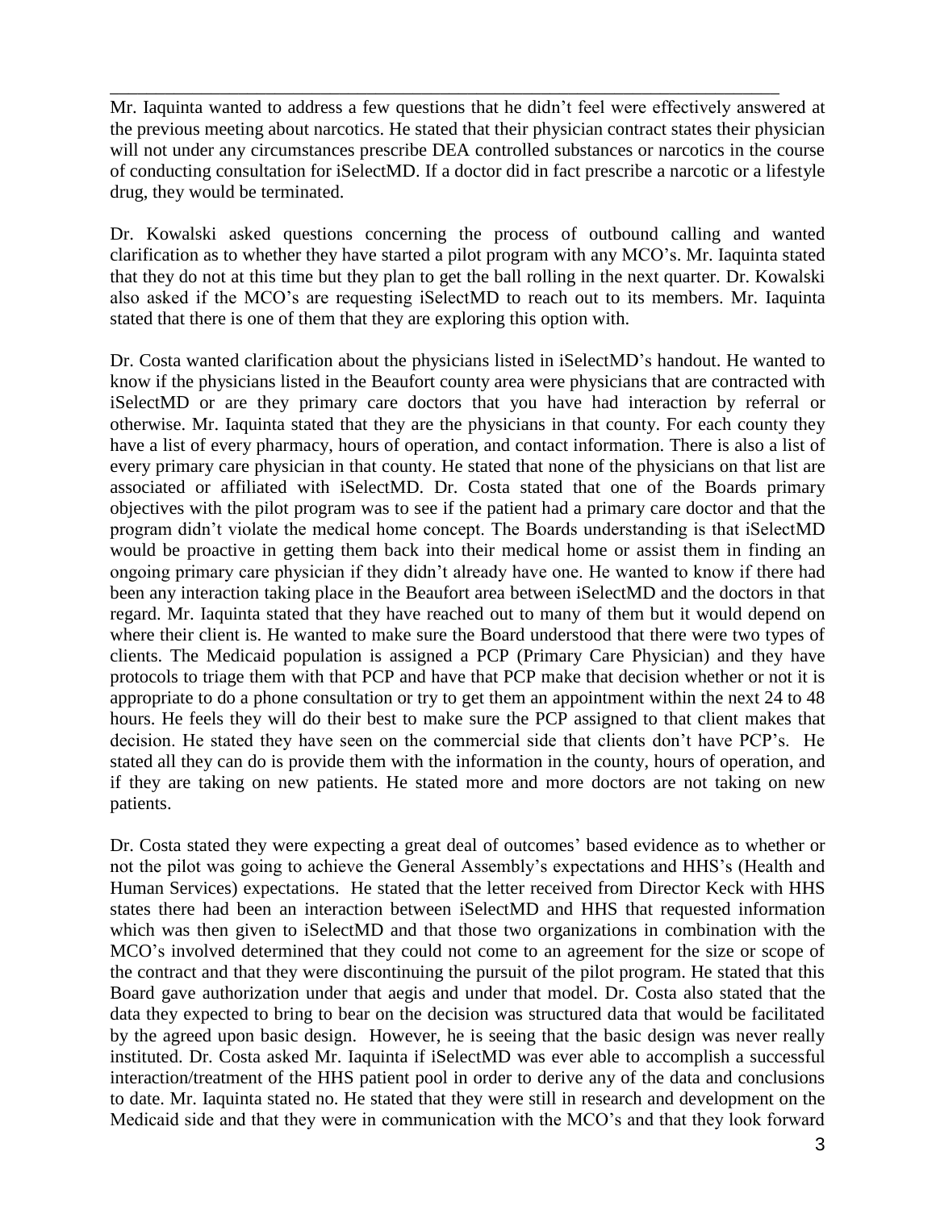Mr. Iaquinta wanted to address a few questions that he didn't feel were effectively answered at the previous meeting about narcotics. He stated that their physician contract states their physician will not under any circumstances prescribe DEA controlled substances or narcotics in the course of conducting consultation for iSelectMD. If a doctor did in fact prescribe a narcotic or a lifestyle drug, they would be terminated.

Dr. Kowalski asked questions concerning the process of outbound calling and wanted clarification as to whether they have started a pilot program with any MCO's. Mr. Iaquinta stated that they do not at this time but they plan to get the ball rolling in the next quarter. Dr. Kowalski also asked if the MCO's are requesting iSelectMD to reach out to its members. Mr. Iaquinta stated that there is one of them that they are exploring this option with.

Dr. Costa wanted clarification about the physicians listed in iSelectMD's handout. He wanted to know if the physicians listed in the Beaufort county area were physicians that are contracted with iSelectMD or are they primary care doctors that you have had interaction by referral or otherwise. Mr. Iaquinta stated that they are the physicians in that county. For each county they have a list of every pharmacy, hours of operation, and contact information. There is also a list of every primary care physician in that county. He stated that none of the physicians on that list are associated or affiliated with iSelectMD. Dr. Costa stated that one of the Boards primary objectives with the pilot program was to see if the patient had a primary care doctor and that the program didn't violate the medical home concept. The Boards understanding is that iSelectMD would be proactive in getting them back into their medical home or assist them in finding an ongoing primary care physician if they didn't already have one. He wanted to know if there had been any interaction taking place in the Beaufort area between iSelectMD and the doctors in that regard. Mr. Iaquinta stated that they have reached out to many of them but it would depend on where their client is. He wanted to make sure the Board understood that there were two types of clients. The Medicaid population is assigned a PCP (Primary Care Physician) and they have protocols to triage them with that PCP and have that PCP make that decision whether or not it is appropriate to do a phone consultation or try to get them an appointment within the next 24 to 48 hours. He feels they will do their best to make sure the PCP assigned to that client makes that decision. He stated they have seen on the commercial side that clients don't have PCP's. He stated all they can do is provide them with the information in the county, hours of operation, and if they are taking on new patients. He stated more and more doctors are not taking on new patients.

Dr. Costa stated they were expecting a great deal of outcomes' based evidence as to whether or not the pilot was going to achieve the General Assembly's expectations and HHS's (Health and Human Services) expectations. He stated that the letter received from Director Keck with HHS states there had been an interaction between iSelectMD and HHS that requested information which was then given to iSelectMD and that those two organizations in combination with the MCO's involved determined that they could not come to an agreement for the size or scope of the contract and that they were discontinuing the pursuit of the pilot program. He stated that this Board gave authorization under that aegis and under that model. Dr. Costa also stated that the data they expected to bring to bear on the decision was structured data that would be facilitated by the agreed upon basic design. However, he is seeing that the basic design was never really instituted. Dr. Costa asked Mr. Iaquinta if iSelectMD was ever able to accomplish a successful interaction/treatment of the HHS patient pool in order to derive any of the data and conclusions to date. Mr. Iaquinta stated no. He stated that they were still in research and development on the Medicaid side and that they were in communication with the MCO's and that they look forward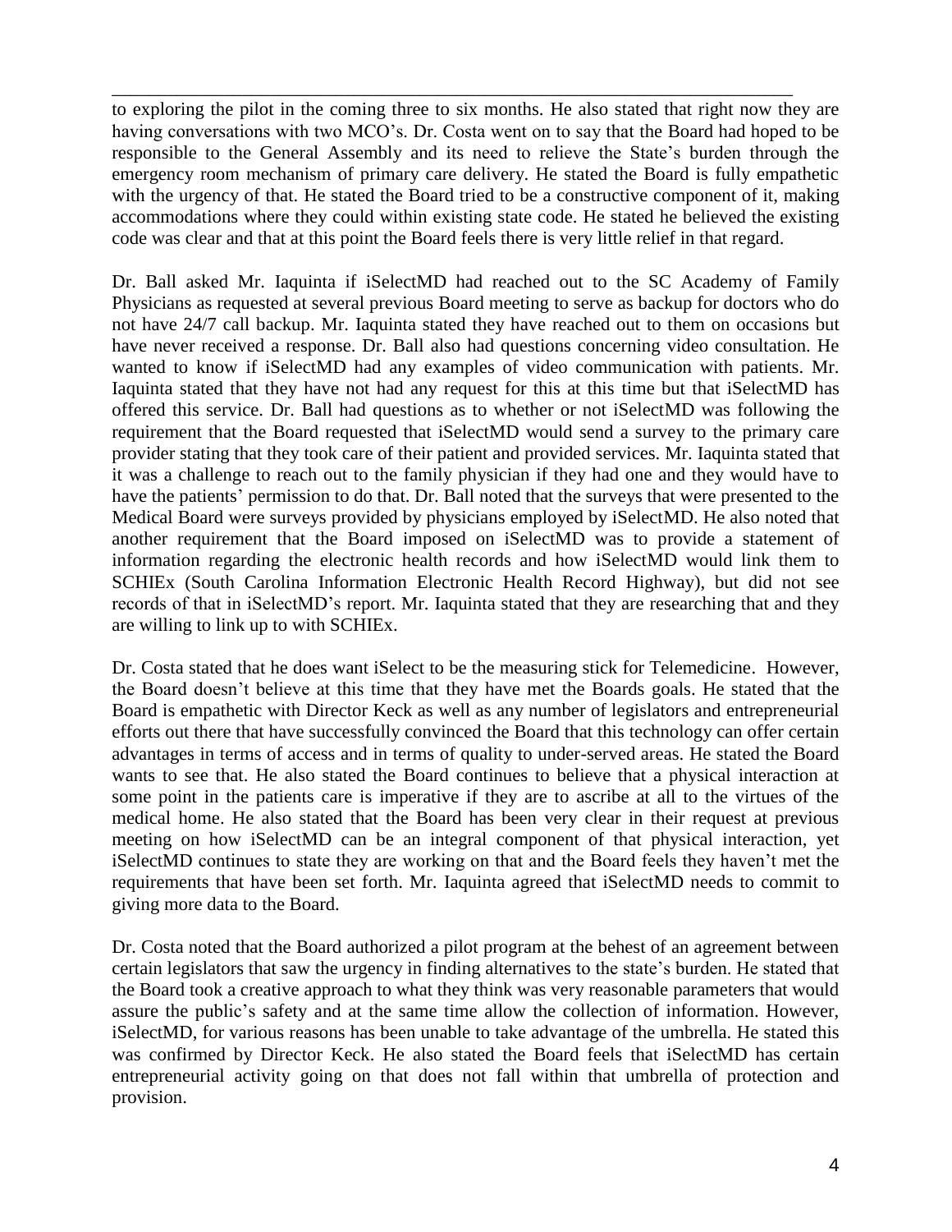to exploring the pilot in the coming three to six months. He also stated that right now they are having conversations with two MCO's. Dr. Costa went on to say that the Board had hoped to be responsible to the General Assembly and its need to relieve the State's burden through the emergency room mechanism of primary care delivery. He stated the Board is fully empathetic with the urgency of that. He stated the Board tried to be a constructive component of it, making accommodations where they could within existing state code. He stated he believed the existing code was clear and that at this point the Board feels there is very little relief in that regard.

Dr. Ball asked Mr. Iaquinta if iSelectMD had reached out to the SC Academy of Family Physicians as requested at several previous Board meeting to serve as backup for doctors who do not have 24/7 call backup. Mr. Iaquinta stated they have reached out to them on occasions but have never received a response. Dr. Ball also had questions concerning video consultation. He wanted to know if iSelectMD had any examples of video communication with patients. Mr. Iaquinta stated that they have not had any request for this at this time but that iSelectMD has offered this service. Dr. Ball had questions as to whether or not iSelectMD was following the requirement that the Board requested that iSelectMD would send a survey to the primary care provider stating that they took care of their patient and provided services. Mr. Iaquinta stated that it was a challenge to reach out to the family physician if they had one and they would have to have the patients' permission to do that. Dr. Ball noted that the surveys that were presented to the Medical Board were surveys provided by physicians employed by iSelectMD. He also noted that another requirement that the Board imposed on iSelectMD was to provide a statement of information regarding the electronic health records and how iSelectMD would link them to SCHIEx (South Carolina Information Electronic Health Record Highway), but did not see records of that in iSelectMD's report. Mr. Iaquinta stated that they are researching that and they are willing to link up to with SCHIEx.

Dr. Costa stated that he does want iSelect to be the measuring stick for Telemedicine. However, the Board doesn't believe at this time that they have met the Boards goals. He stated that the Board is empathetic with Director Keck as well as any number of legislators and entrepreneurial efforts out there that have successfully convinced the Board that this technology can offer certain advantages in terms of access and in terms of quality to under-served areas. He stated the Board wants to see that. He also stated the Board continues to believe that a physical interaction at some point in the patients care is imperative if they are to ascribe at all to the virtues of the medical home. He also stated that the Board has been very clear in their request at previous meeting on how iSelectMD can be an integral component of that physical interaction, yet iSelectMD continues to state they are working on that and the Board feels they haven't met the requirements that have been set forth. Mr. Iaquinta agreed that iSelectMD needs to commit to giving more data to the Board.

Dr. Costa noted that the Board authorized a pilot program at the behest of an agreement between certain legislators that saw the urgency in finding alternatives to the state's burden. He stated that the Board took a creative approach to what they think was very reasonable parameters that would assure the public's safety and at the same time allow the collection of information. However, iSelectMD, for various reasons has been unable to take advantage of the umbrella. He stated this was confirmed by Director Keck. He also stated the Board feels that iSelectMD has certain entrepreneurial activity going on that does not fall within that umbrella of protection and provision.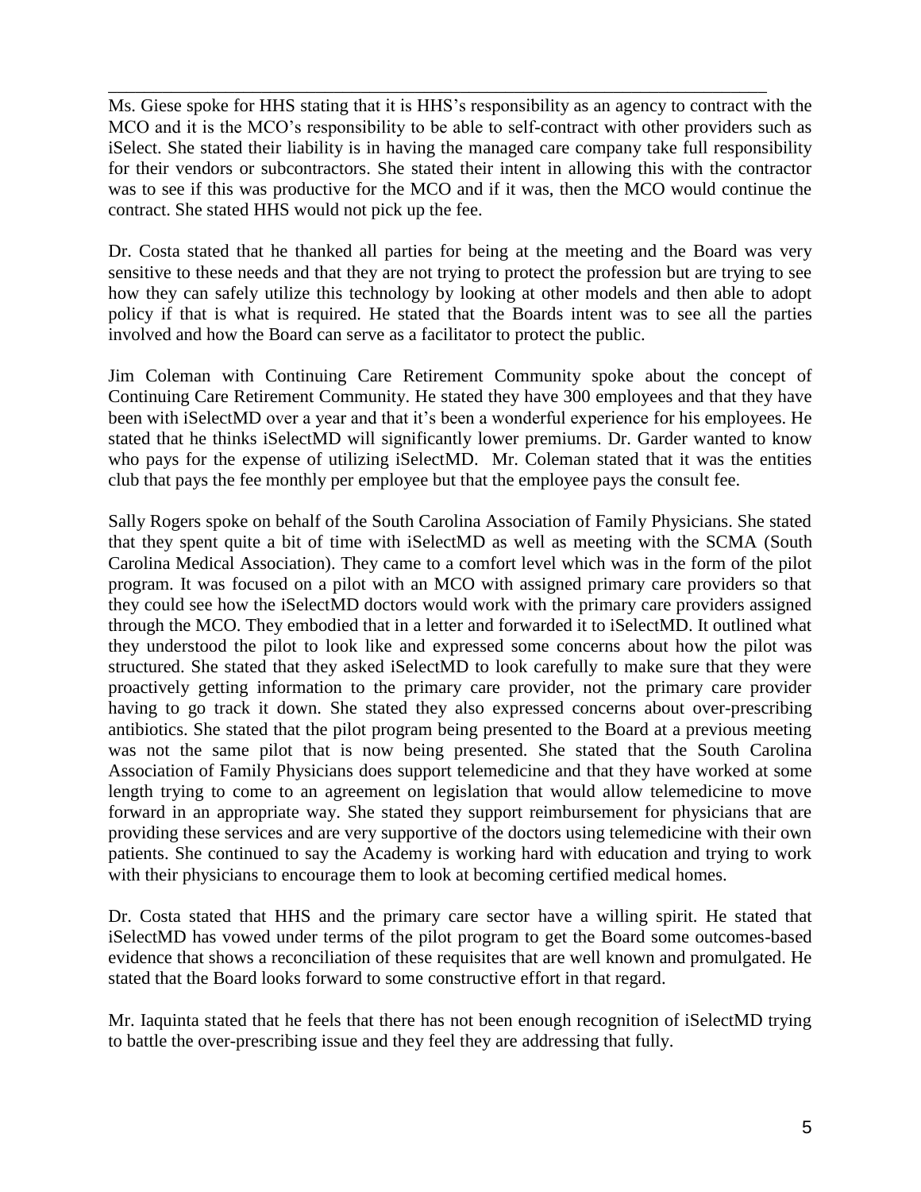Ms. Giese spoke for HHS stating that it is HHS's responsibility as an agency to contract with the MCO and it is the MCO's responsibility to be able to self-contract with other providers such as iSelect. She stated their liability is in having the managed care company take full responsibility for their vendors or subcontractors. She stated their intent in allowing this with the contractor was to see if this was productive for the MCO and if it was, then the MCO would continue the contract. She stated HHS would not pick up the fee.

Dr. Costa stated that he thanked all parties for being at the meeting and the Board was very sensitive to these needs and that they are not trying to protect the profession but are trying to see how they can safely utilize this technology by looking at other models and then able to adopt policy if that is what is required. He stated that the Boards intent was to see all the parties involved and how the Board can serve as a facilitator to protect the public.

Jim Coleman with Continuing Care Retirement Community spoke about the concept of Continuing Care Retirement Community. He stated they have 300 employees and that they have been with iSelectMD over a year and that it's been a wonderful experience for his employees. He stated that he thinks iSelectMD will significantly lower premiums. Dr. Garder wanted to know who pays for the expense of utilizing iSelectMD. Mr. Coleman stated that it was the entities club that pays the fee monthly per employee but that the employee pays the consult fee.

Sally Rogers spoke on behalf of the South Carolina Association of Family Physicians. She stated that they spent quite a bit of time with iSelectMD as well as meeting with the SCMA (South Carolina Medical Association). They came to a comfort level which was in the form of the pilot program. It was focused on a pilot with an MCO with assigned primary care providers so that they could see how the iSelectMD doctors would work with the primary care providers assigned through the MCO. They embodied that in a letter and forwarded it to iSelectMD. It outlined what they understood the pilot to look like and expressed some concerns about how the pilot was structured. She stated that they asked iSelectMD to look carefully to make sure that they were proactively getting information to the primary care provider, not the primary care provider having to go track it down. She stated they also expressed concerns about over-prescribing antibiotics. She stated that the pilot program being presented to the Board at a previous meeting was not the same pilot that is now being presented. She stated that the South Carolina Association of Family Physicians does support telemedicine and that they have worked at some length trying to come to an agreement on legislation that would allow telemedicine to move forward in an appropriate way. She stated they support reimbursement for physicians that are providing these services and are very supportive of the doctors using telemedicine with their own patients. She continued to say the Academy is working hard with education and trying to work with their physicians to encourage them to look at becoming certified medical homes.

Dr. Costa stated that HHS and the primary care sector have a willing spirit. He stated that iSelectMD has vowed under terms of the pilot program to get the Board some outcomes-based evidence that shows a reconciliation of these requisites that are well known and promulgated. He stated that the Board looks forward to some constructive effort in that regard.

Mr. Iaquinta stated that he feels that there has not been enough recognition of iSelectMD trying to battle the over-prescribing issue and they feel they are addressing that fully.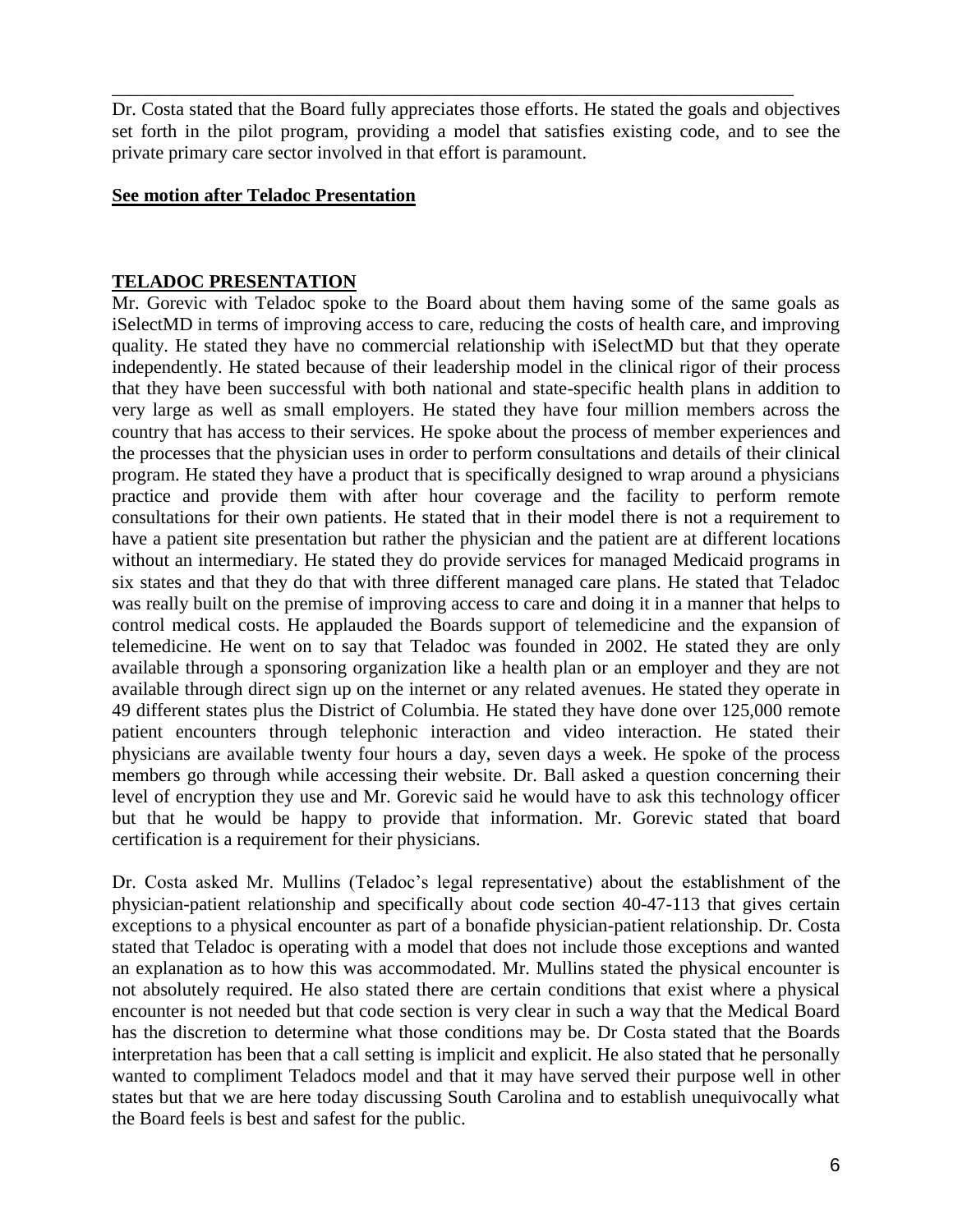Dr. Costa stated that the Board fully appreciates those efforts. He stated the goals and objectives set forth in the pilot program, providing a model that satisfies existing code, and to see the private primary care sector involved in that effort is paramount.

**See motion after Teladoc Presentation**

**TELADOC PRESENTATION**

Mr. Gorevic with Teladoc spoke to the Board about them having some of the same goals as iSelectMD in terms of improving access to care, reducing the costs of health care, and improving quality. He stated they have no commercial relationship with iSelectMD but that they operate independently. He stated because of their leadership model in the clinical rigor of their process that they have been successful with both national and state-specific health plans in addition to very large as well as small employers. He stated they have four million members across the country that has access to their services. He spoke about the process of member experiences and the processes that the physician uses in order to perform consultations and details of their clinical program. He stated they have a product that is specifically designed to wrap around a physicians practice and provide them with after hour coverage and the facility to perform remote consultations for their own patients. He stated that in their model there is not a requirement to have a patient site presentation but rather the physician and the patient are at different locations without an intermediary. He stated they do provide services for managed Medicaid programs in six states and that they do that with three different managed care plans. He stated that Teladoc was really built on the premise of improving access to care and doing it in a manner that helps to control medical costs. He applauded the Boards support of telemedicine and the expansion of telemedicine. He went on to say that Teladoc was founded in 2002. He stated they are only available through a sponsoring organization like a health plan or an employer and they are not available through direct sign up on the internet or any related avenues. He stated they operate in 49 different states plus the District of Columbia. He stated they have done over 125,000 remote patient encounters through telephonic interaction and video interaction. He stated their physicians are available twenty four hours a day, seven days a week. He spoke of the process members go through while accessing their website. Dr. Ball asked a question concerning their level of encryption they use and Mr. Gorevic said he would have to ask this technology officer but that he would be happy to provide that information. Mr. Gorevic stated that board certification is a requirement for their physicians.

Dr. Costa asked Mr. Mullins (Teladoc's legal representative) about the establishment of the physician-patient relationship and specifically about code section 40-47-113 that gives certain exceptions to a physical encounter as part of a bonafide physician-patient relationship. Dr. Costa stated that Teladoc is operating with a model that does not include those exceptions and wanted an explanation as to how this was accommodated. Mr. Mullins stated the physical encounter is not absolutely required. He also stated there are certain conditions that exist where a physical encounter is not needed but that code section is very clear in such a way that the Medical Board has the discretion to determine what those conditions may be. Dr Costa stated that the Boards interpretation has been that a call setting is implicit and explicit. He also stated that he personally wanted to compliment Teladocs model and that it may have served their purpose well in other states but that we are here today discussing South Carolina and to establish unequivocally what the Board feels is best and safest for the public.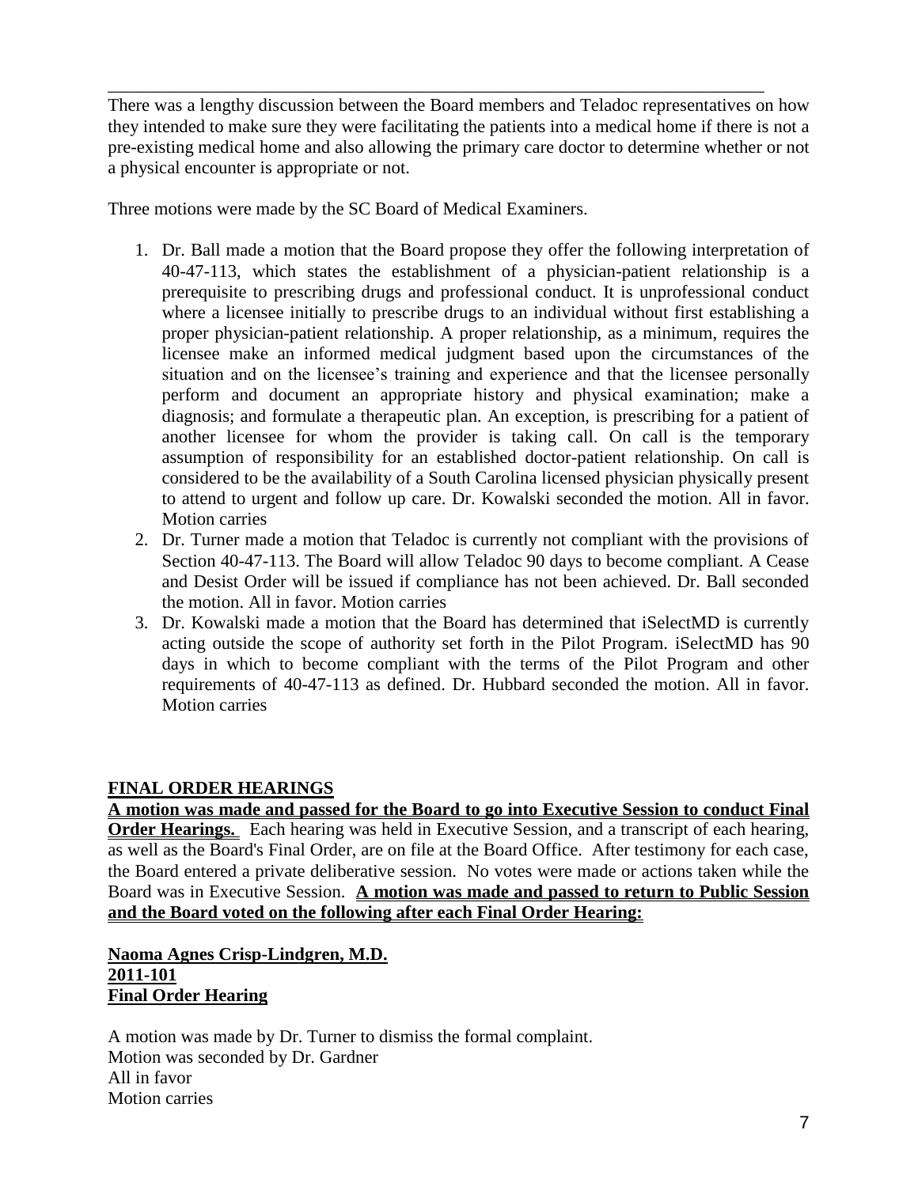There was a lengthy discussion between the Board members and Teladoc representatives on how they intended to make sure they were facilitating the patients into a medical home if there is not a pre-existing medical home and also allowing the primary care doctor to determine whether or not a physical encounter is appropriate or not.

Three motions were made by the SC Board of Medical Examiners.

1. Dr. Ball made a motion that the Board propose they offer the following interpretation of 40-47-113, which states the establishment of a physician-patient relationship is a prerequisite to prescribing drugs and professional conduct. It is unprofessional conduct where a licensee initially to prescribe drugs to an individual without first establishing a proper physician-patient relationship. A proper relationship, as a minimum, requires the licensee make an informed medical judgment based upon the circumstances of the situation and on the licensee's training and experience and that the licensee personally perform and document an appropriate history and physical examination; make a diagnosis; and formulate a therapeutic plan. An exception, is prescribing for a patient of another licensee for whom the provider is taking call. On call is the temporary assumption of responsibility for an established doctor-patient relationship. On call is considered to be the availability of a South Carolina licensed physician physically present to attend to urgent and follow up care. Dr. Kowalski seconded the motion. All in favor. Motion carries
2. Dr. Turner made a motion that Teladoc is currently not compliant with the provisions of Section 40-47-113. The Board will allow Teladoc 90 days to become compliant. A Cease and Desist Order will be issued if compliance has not been achieved. Dr. Ball seconded the motion. All in favor. Motion carries
3. Dr. Kowalski made a motion that the Board has determined that iSelectMD is currently acting outside the scope of authority set forth in the Pilot Program. iSelectMD has 90 days in which to become compliant with the terms of the Pilot Program and other requirements of 40-47-113 as defined. Dr. Hubbard seconded the motion. All in favor. Motion carries

## FINAL ORDER HEARINGS

**A motion was made and passed for the Board to go into Executive Session to conduct Final Order Hearings.** Each hearing was held in Executive Session, and a transcript of each hearing, as well as the Board's Final Order, are on file at the Board Office. After testimony for each case, the Board entered a private deliberative session. No votes were made or actions taken while the Board was in Executive Session. **A motion was made and passed to return to Public Session and the Board voted on the following after each Final Order Hearing:**

**Naoma Agnes Crisp-Lindgren, M.D.**
**2011-101**
**Final Order Hearing**

A motion was made by Dr. Turner to dismiss the formal complaint.
Motion was seconded by Dr. Gardner
All in favor
Motion carries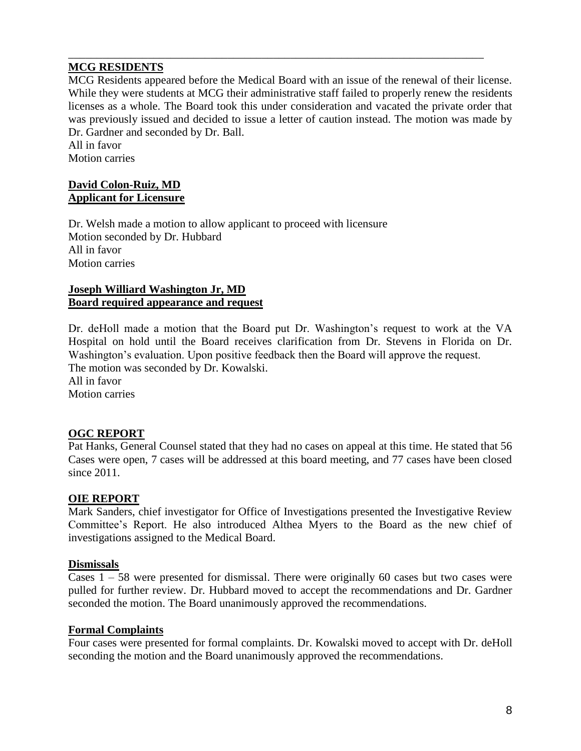**MCG RESIDENTS**

MCG Residents appeared before the Medical Board with an issue of the renewal of their license. While they were students at MCG their administrative staff failed to properly renew the residents licenses as a whole. The Board took this under consideration and vacated the private order that was previously issued and decided to issue a letter of caution instead. The motion was made by Dr. Gardner and seconded by Dr. Ball.
All in favor
Motion carries

**David Colon-Ruiz, MD**
**Applicant for Licensure**

Dr. Welsh made a motion to allow applicant to proceed with licensure
Motion seconded by Dr. Hubbard
All in favor
Motion carries

**Joseph Williard Washington Jr, MD**
**Board required appearance and request**

Dr. deHoll made a motion that the Board put Dr. Washington's request to work at the VA Hospital on hold until the Board receives clarification from Dr. Stevens in Florida on Dr. Washington's evaluation. Upon positive feedback then the Board will approve the request.
The motion was seconded by Dr. Kowalski.
All in favor
Motion carries

**OGC REPORT**

Pat Hanks, General Counsel stated that they had no cases on appeal at this time. He stated that 56 Cases were open, 7 cases will be addressed at this board meeting, and 77 cases have been closed since 2011.

**OIE REPORT**

Mark Sanders, chief investigator for Office of Investigations presented the Investigative Review Committee's Report. He also introduced Althea Myers to the Board as the new chief of investigations assigned to the Medical Board.

**Dismissals**

Cases 1 – 58 were presented for dismissal. There were originally 60 cases but two cases were pulled for further review. Dr. Hubbard moved to accept the recommendations and Dr. Gardner seconded the motion. The Board unanimously approved the recommendations.

**Formal Complaints**

Four cases were presented for formal complaints. Dr. Kowalski moved to accept with Dr. deHoll seconding the motion and the Board unanimously approved the recommendations.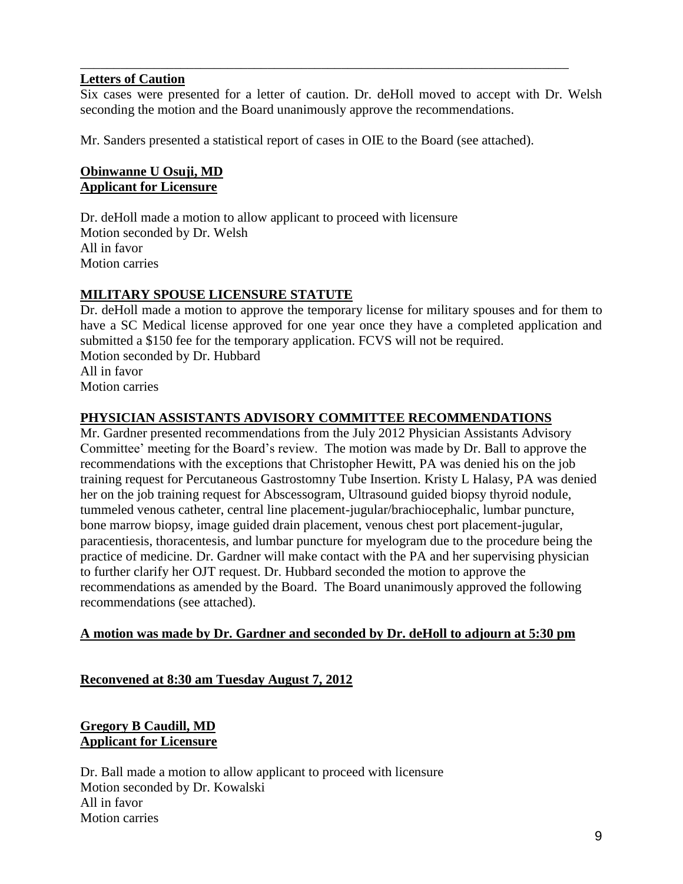---

**Letters of Caution**

Six cases were presented for a letter of caution. Dr. deHoll moved to accept with Dr. Welsh seconding the motion and the Board unanimously approve the recommendations.

Mr. Sanders presented a statistical report of cases in OIE to the Board (see attached).

**Obinwanne U Osuji, MD**
**Applicant for Licensure**

Dr. deHoll made a motion to allow applicant to proceed with licensure
Motion seconded by Dr. Welsh
All in favor
Motion carries

**MILITARY SPOUSE LICENSURE STATUTE**

Dr. deHoll made a motion to approve the temporary license for military spouses and for them to have a SC Medical license approved for one year once they have a completed application and submitted a $150 fee for the temporary application. FCVS will not be required.
Motion seconded by Dr. Hubbard
All in favor
Motion carries

**PHYSICIAN ASSISTANTS ADVISORY COMMITTEE RECOMMENDATIONS**

Mr. Gardner presented recommendations from the July 2012 Physician Assistants Advisory Committee' meeting for the Board's review. The motion was made by Dr. Ball to approve the recommendations with the exceptions that Christopher Hewitt, PA was denied his on the job training request for Percutaneous Gastrostomny Tube Insertion. Kristy L Halasy, PA was denied her on the job training request for Abscessogram, Ultrasound guided biopsy thyroid nodule, tummeled venous catheter, central line placement-jugular/brachiocephalic, lumbar puncture, bone marrow biopsy, image guided drain placement, venous chest port placement-jugular, paracentiesis, thoracentesis, and lumbar puncture for myelogram due to the procedure being the practice of medicine. Dr. Gardner will make contact with the PA and her supervising physician to further clarify her OJT request. Dr. Hubbard seconded the motion to approve the recommendations as amended by the Board. The Board unanimously approved the following recommendations (see attached).

**A motion was made by Dr. Gardner and seconded by Dr. deHoll to adjourn at 5:30 pm**

**Reconvened at 8:30 am Tuesday August 7, 2012**

**Gregory B Caudill, MD**
**Applicant for Licensure**

Dr. Ball made a motion to allow applicant to proceed with licensure
Motion seconded by Dr. Kowalski
All in favor
Motion carries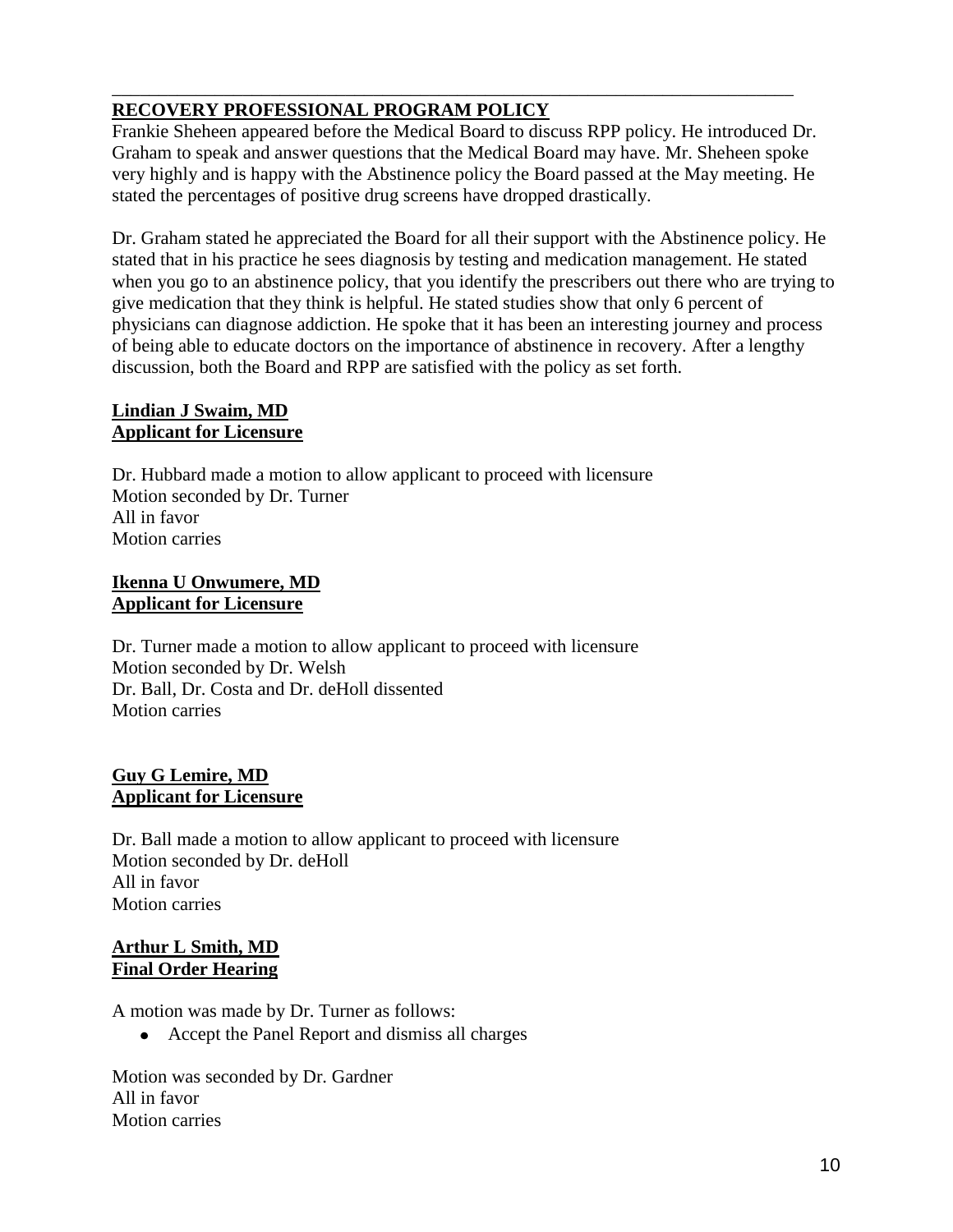## RECOVERY PROFESSIONAL PROGRAM POLICY

Frankie Sheheen appeared before the Medical Board to discuss RPP policy. He introduced Dr. Graham to speak and answer questions that the Medical Board may have. Mr. Sheheen spoke very highly and is happy with the Abstinence policy the Board passed at the May meeting. He stated the percentages of positive drug screens have dropped drastically.

Dr. Graham stated he appreciated the Board for all their support with the Abstinence policy. He stated that in his practice he sees diagnosis by testing and medication management. He stated when you go to an abstinence policy, that you identify the prescribers out there who are trying to give medication that they think is helpful. He stated studies show that only 6 percent of physicians can diagnose addiction. He spoke that it has been an interesting journey and process of being able to educate doctors on the importance of abstinence in recovery. After a lengthy discussion, both the Board and RPP are satisfied with the policy as set forth.

**Lindian J Swaim, MD**
**Applicant for Licensure**

Dr. Hubbard made a motion to allow applicant to proceed with licensure
Motion seconded by Dr. Turner
All in favor
Motion carries

**Ikenna U Onwumere, MD**
**Applicant for Licensure**

Dr. Turner made a motion to allow applicant to proceed with licensure
Motion seconded by Dr. Welsh
Dr. Ball, Dr. Costa and Dr. deHoll dissented
Motion carries

**Guy G Lemire, MD**
**Applicant for Licensure**

Dr. Ball made a motion to allow applicant to proceed with licensure
Motion seconded by Dr. deHoll
All in favor
Motion carries

**Arthur L Smith, MD**
**Final Order Hearing**

A motion was made by Dr. Turner as follows:

- Accept the Panel Report and dismiss all charges

Motion was seconded by Dr. Gardner
All in favor
Motion carries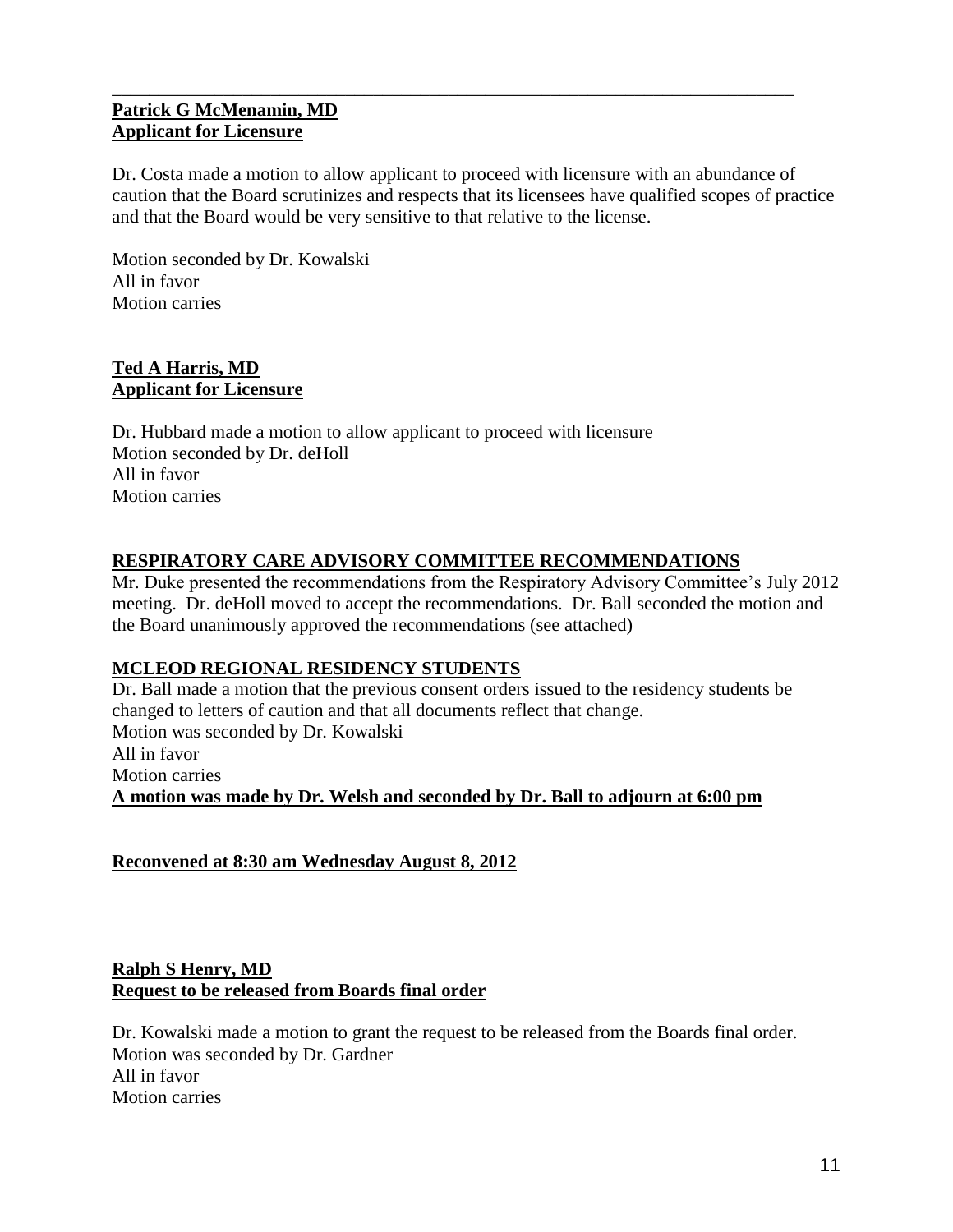---

**Patrick G McMenamin, MD**
**Applicant for Licensure**

Dr. Costa made a motion to allow applicant to proceed with licensure with an abundance of caution that the Board scrutinizes and respects that its licensees have qualified scopes of practice and that the Board would be very sensitive to that relative to the license.

Motion seconded by Dr. Kowalski
All in favor
Motion carries

**Ted A Harris, MD**
**Applicant for Licensure**

Dr. Hubbard made a motion to allow applicant to proceed with licensure
Motion seconded by Dr. deHoll
All in favor
Motion carries

**RESPIRATORY CARE ADVISORY COMMITTEE RECOMMENDATIONS**

Mr. Duke presented the recommendations from the Respiratory Advisory Committee's July 2012 meeting. Dr. deHoll moved to accept the recommendations. Dr. Ball seconded the motion and the Board unanimously approved the recommendations (see attached)

**MCLEOD REGIONAL RESIDENCY STUDENTS**

Dr. Ball made a motion that the previous consent orders issued to the residency students be changed to letters of caution and that all documents reflect that change.
Motion was seconded by Dr. Kowalski
All in favor
Motion carries

**A motion was made by Dr. Welsh and seconded by Dr. Ball to adjourn at 6:00 pm**

**Reconvened at 8:30 am Wednesday August 8, 2012**

**Ralph S Henry, MD**
**Request to be released from Boards final order**

Dr. Kowalski made a motion to grant the request to be released from the Boards final order.
Motion was seconded by Dr. Gardner
All in favor
Motion carries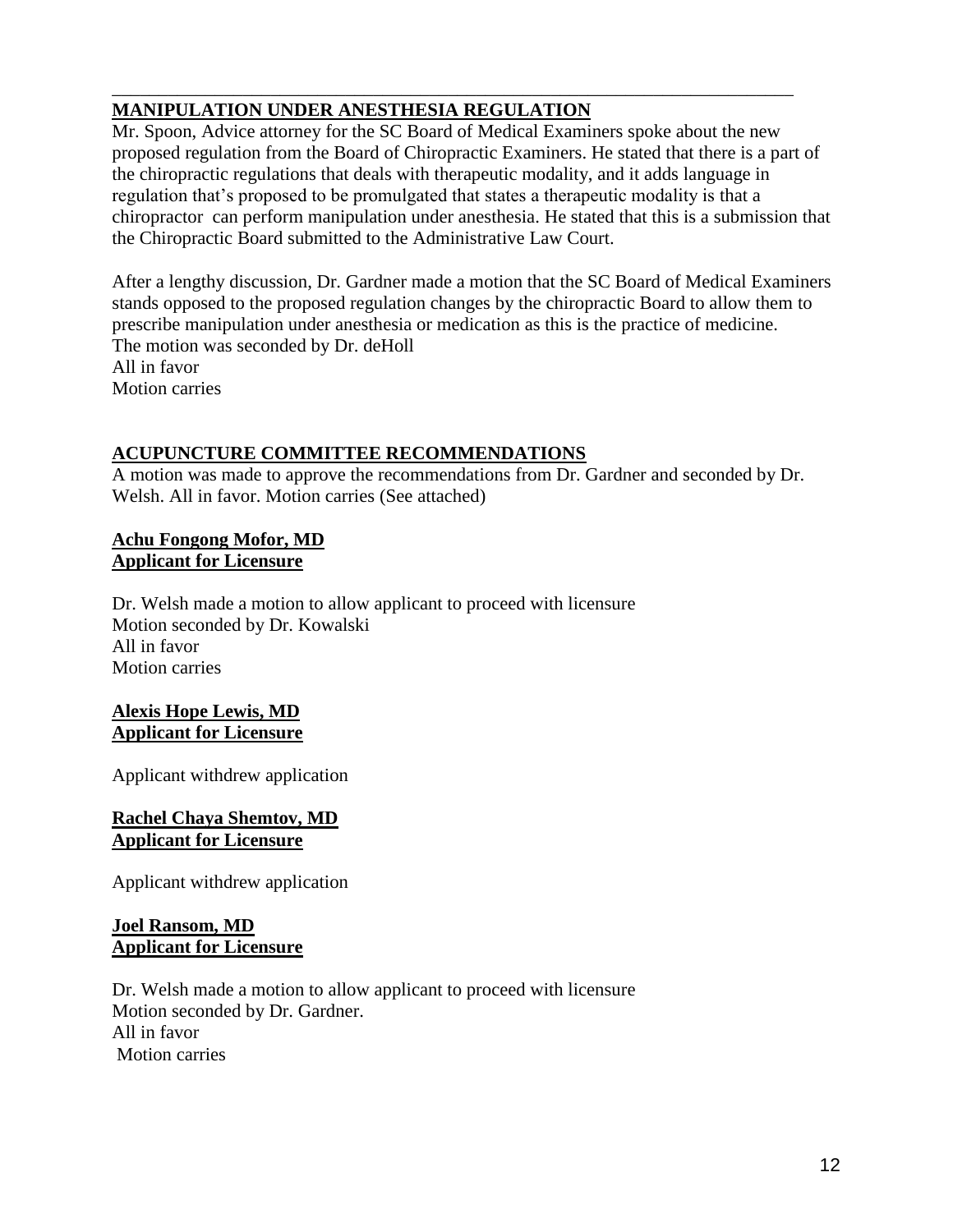---

**MANIPULATION UNDER ANESTHESIA REGULATION**

Mr. Spoon, Advice attorney for the SC Board of Medical Examiners spoke about the new proposed regulation from the Board of Chiropractic Examiners. He stated that there is a part of the chiropractic regulations that deals with therapeutic modality, and it adds language in regulation that's proposed to be promulgated that states a therapeutic modality is that a chiropractor can perform manipulation under anesthesia. He stated that this is a submission that the Chiropractic Board submitted to the Administrative Law Court.

After a lengthy discussion, Dr. Gardner made a motion that the SC Board of Medical Examiners stands opposed to the proposed regulation changes by the chiropractic Board to allow them to prescribe manipulation under anesthesia or medication as this is the practice of medicine.
The motion was seconded by Dr. deHoll
All in favor
Motion carries

**ACUPUNCTURE COMMITTEE RECOMMENDATIONS**

A motion was made to approve the recommendations from Dr. Gardner and seconded by Dr. Welsh. All in favor. Motion carries (See attached)

**Achu Fongong Mofor, MD**
**Applicant for Licensure**

Dr. Welsh made a motion to allow applicant to proceed with licensure
Motion seconded by Dr. Kowalski
All in favor
Motion carries

**Alexis Hope Lewis, MD**
**Applicant for Licensure**

Applicant withdrew application

**Rachel Chaya Shemtov, MD**
**Applicant for Licensure**

Applicant withdrew application

**Joel Ransom, MD**
**Applicant for Licensure**

Dr. Welsh made a motion to allow applicant to proceed with licensure
Motion seconded by Dr. Gardner.
All in favor
Motion carries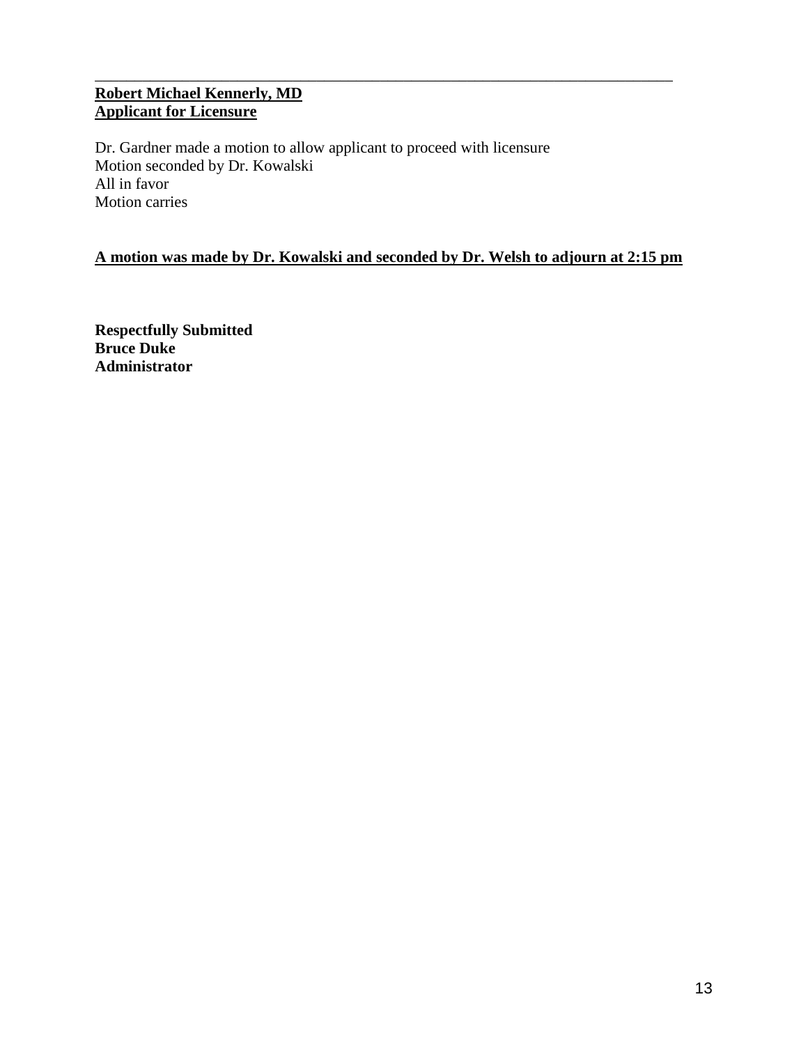---

**Robert Michael Kennerly, MD**
**Applicant for Licensure**

Dr. Gardner made a motion to allow applicant to proceed with licensure
Motion seconded by Dr. Kowalski
All in favor
Motion carries

**A motion was made by Dr. Kowalski and seconded by Dr. Welsh to adjourn at 2:15 pm**

**Respectfully Submitted**
**Bruce Duke**
**Administrator**